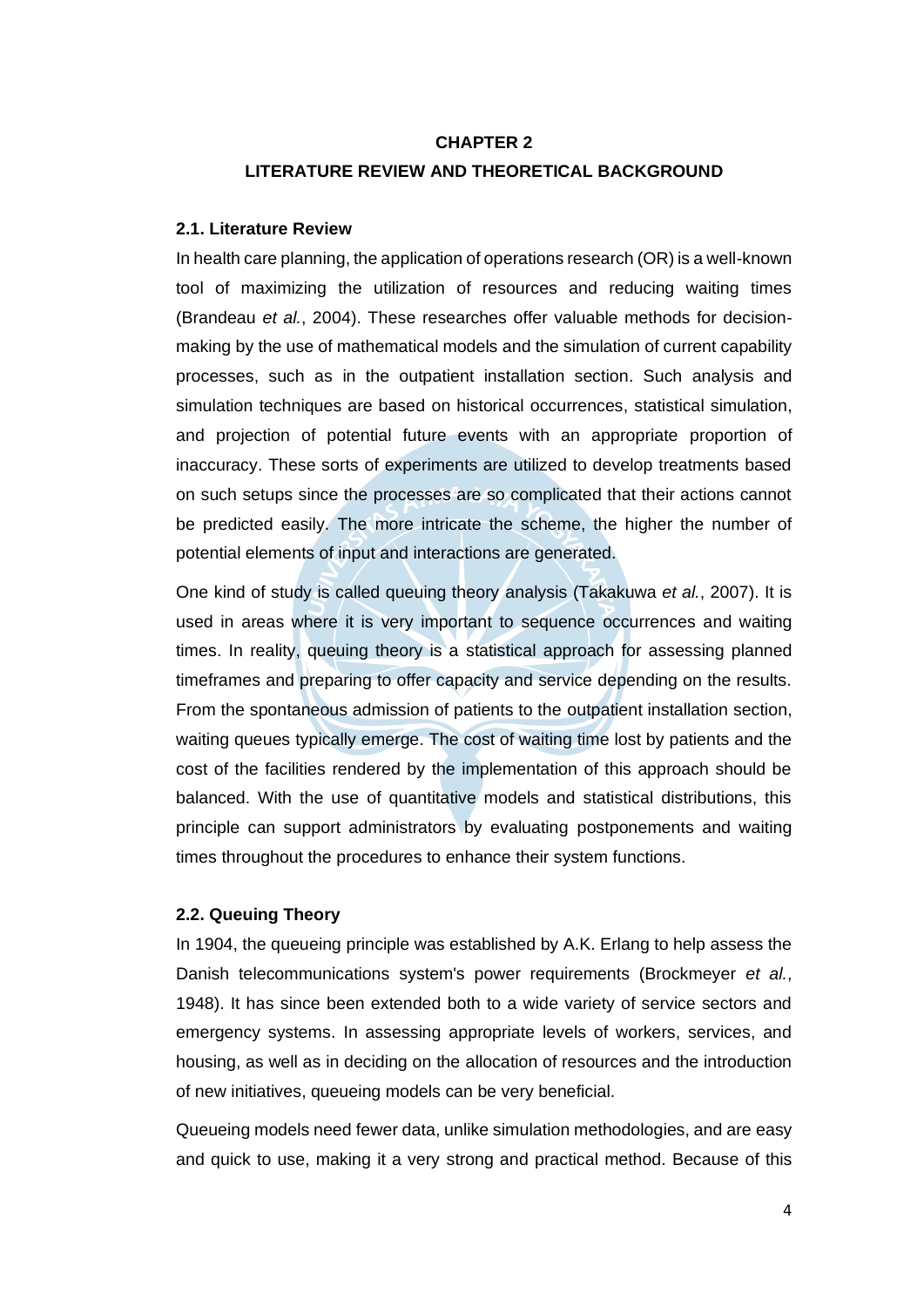# CHAPTER 2
# LITERATURE REVIEW AND THEORETICAL BACKGROUND

## 2.1. Literature Review

In health care planning, the application of operations research (OR) is a well-known tool of maximizing the utilization of resources and reducing waiting times (Brandeau *et al.*, 2004). These researches offer valuable methods for decision-making by the use of mathematical models and the simulation of current capability processes, such as in the outpatient installation section. Such analysis and simulation techniques are based on historical occurrences, statistical simulation, and projection of potential future events with an appropriate proportion of inaccuracy. These sorts of experiments are utilized to develop treatments based on such setups since the processes are so complicated that their actions cannot be predicted easily. The more intricate the scheme, the higher the number of potential elements of input and interactions are generated.

One kind of study is called queuing theory analysis (Takakuwa *et al.*, 2007). It is used in areas where it is very important to sequence occurrences and waiting times. In reality, queuing theory is a statistical approach for assessing planned timeframes and preparing to offer capacity and service depending on the results. From the spontaneous admission of patients to the outpatient installation section, waiting queues typically emerge. The cost of waiting time lost by patients and the cost of the facilities rendered by the implementation of this approach should be balanced. With the use of quantitative models and statistical distributions, this principle can support administrators by evaluating postponements and waiting times throughout the procedures to enhance their system functions.

## 2.2. Queuing Theory

In 1904, the queueing principle was established by A.K. Erlang to help assess the Danish telecommunications system's power requirements (Brockmeyer *et al.*, 1948). It has since been extended both to a wide variety of service sectors and emergency systems. In assessing appropriate levels of workers, services, and housing, as well as in deciding on the allocation of resources and the introduction of new initiatives, queueing models can be very beneficial.

Queueing models need fewer data, unlike simulation methodologies, and are easy and quick to use, making it a very strong and practical method. Because of this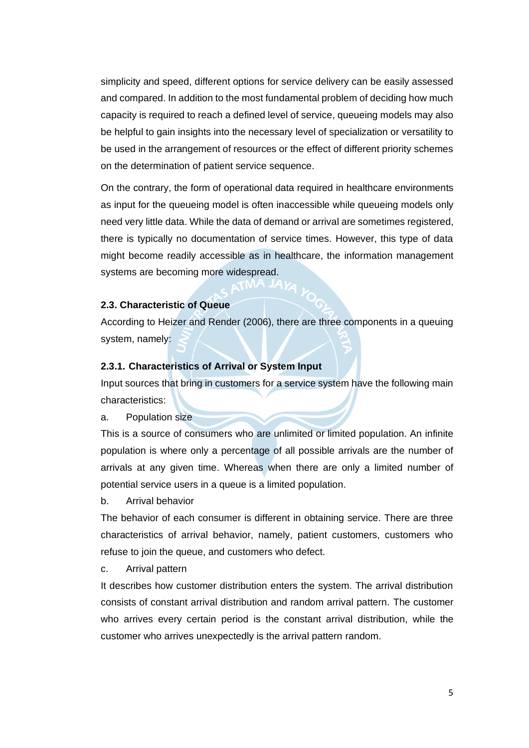simplicity and speed, different options for service delivery can be easily assessed and compared. In addition to the most fundamental problem of deciding how much capacity is required to reach a defined level of service, queueing models may also be helpful to gain insights into the necessary level of specialization or versatility to be used in the arrangement of resources or the effect of different priority schemes on the determination of patient service sequence.

On the contrary, the form of operational data required in healthcare environments as input for the queueing model is often inaccessible while queueing models only need very little data. While the data of demand or arrival are sometimes registered, there is typically no documentation of service times. However, this type of data might become readily accessible as in healthcare, the information management systems are becoming more widespread.

### 2.3. Characteristic of Queue

According to Heizer and Render (2006), there are three components in a queuing system, namely:

#### 2.3.1. Characteristics of Arrival or System Input

Input sources that bring in customers for a service system have the following main characteristics:

a. Population size

This is a source of consumers who are unlimited or limited population. An infinite population is where only a percentage of all possible arrivals are the number of arrivals at any given time. Whereas when there are only a limited number of potential service users in a queue is a limited population.

b. Arrival behavior

The behavior of each consumer is different in obtaining service. There are three characteristics of arrival behavior, namely, patient customers, customers who refuse to join the queue, and customers who defect.

c. Arrival pattern

It describes how customer distribution enters the system. The arrival distribution consists of constant arrival distribution and random arrival pattern. The customer who arrives every certain period is the constant arrival distribution, while the customer who arrives unexpectedly is the arrival pattern random.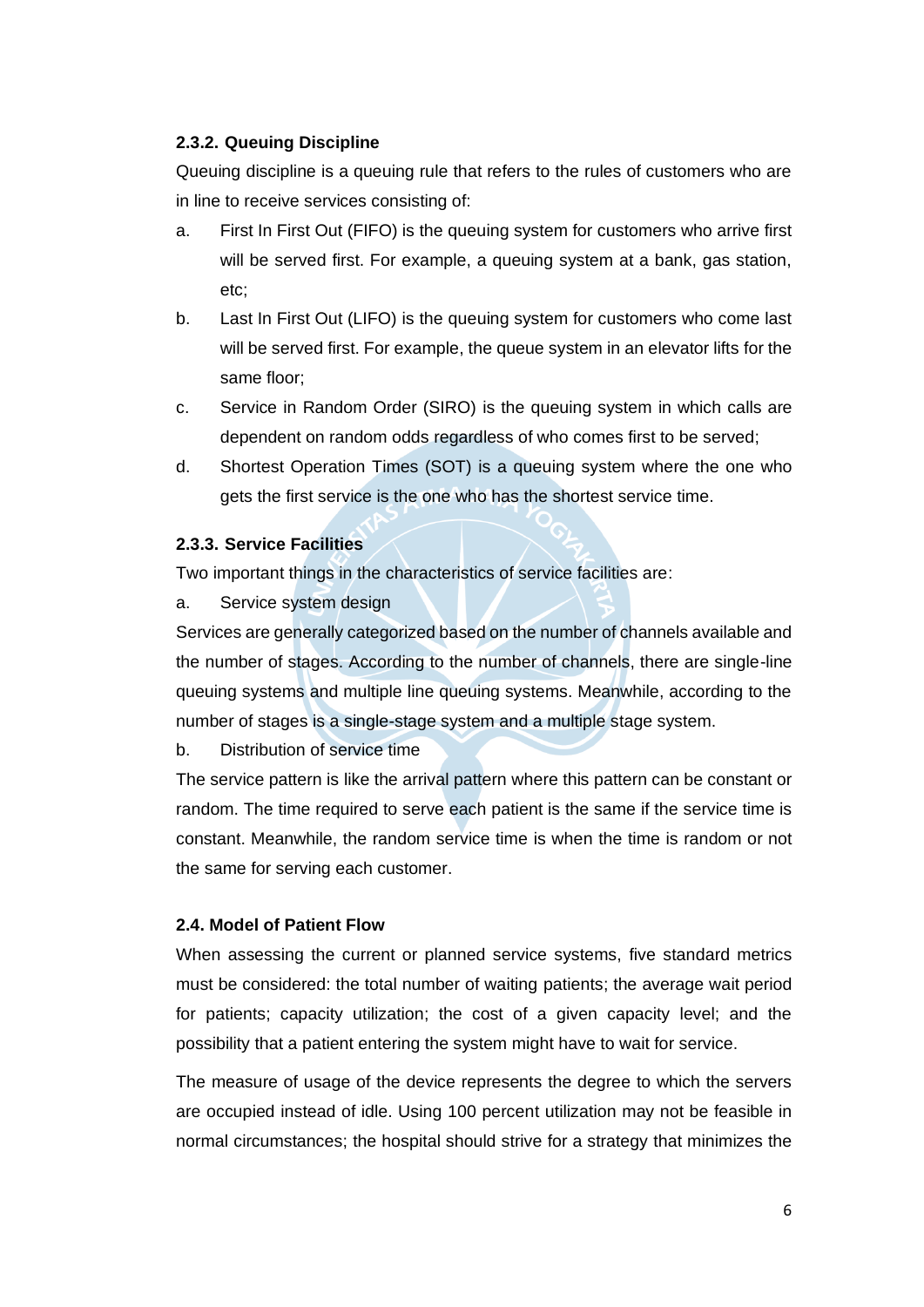### 2.3.2. Queuing Discipline

Queuing discipline is a queuing rule that refers to the rules of customers who are in line to receive services consisting of:

a. First In First Out (FIFO) is the queuing system for customers who arrive first will be served first. For example, a queuing system at a bank, gas station, etc;

b. Last In First Out (LIFO) is the queuing system for customers who come last will be served first. For example, the queue system in an elevator lifts for the same floor;

c. Service in Random Order (SIRO) is the queuing system in which calls are dependent on random odds regardless of who comes first to be served;

d. Shortest Operation Times (SOT) is a queuing system where the one who gets the first service is the one who has the shortest service time.

### 2.3.3. Service Facilities

Two important things in the characteristics of service facilities are:

a. Service system design

Services are generally categorized based on the number of channels available and the number of stages. According to the number of channels, there are single-line queuing systems and multiple line queuing systems. Meanwhile, according to the number of stages is a single-stage system and a multiple stage system.

b. Distribution of service time

The service pattern is like the arrival pattern where this pattern can be constant or random. The time required to serve each patient is the same if the service time is constant. Meanwhile, the random service time is when the time is random or not the same for serving each customer.

## 2.4. Model of Patient Flow

When assessing the current or planned service systems, five standard metrics must be considered: the total number of waiting patients; the average wait period for patients; capacity utilization; the cost of a given capacity level; and the possibility that a patient entering the system might have to wait for service.

The measure of usage of the device represents the degree to which the servers are occupied instead of idle. Using 100 percent utilization may not be feasible in normal circumstances; the hospital should strive for a strategy that minimizes the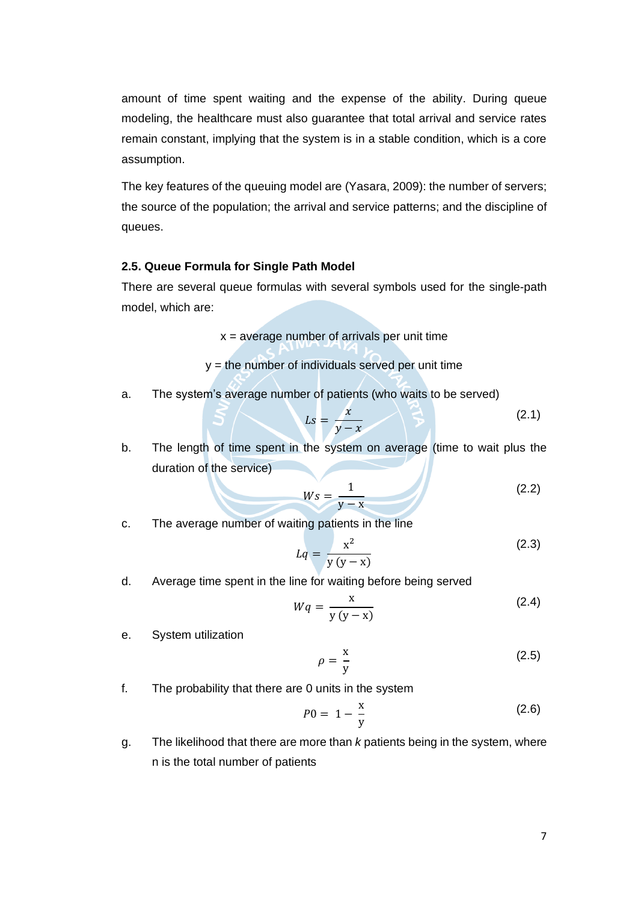amount of time spent waiting and the expense of the ability. During queue modeling, the healthcare must also guarantee that total arrival and service rates remain constant, implying that the system is in a stable condition, which is a core assumption.

The key features of the queuing model are (Yasara, 2009): the number of servers; the source of the population; the arrival and service patterns; and the discipline of queues.

### 2.5. Queue Formula for Single Path Model

There are several queue formulas with several symbols used for the single-path model, which are:

x = average number of arrivals per unit time

y = the number of individuals served per unit time

a. The system's average number of patients (who waits to be served)

$$Ls = \frac{x}{y - x} \tag{2.1}$$

b. The length of time spent in the system on average (time to wait plus the duration of the service)

$$Ws = \frac{1}{y - x} \tag{2.2}$$

c. The average number of waiting patients in the line

$$Lq = \frac{x^2}{y\,(y - x)} \tag{2.3}$$

d. Average time spent in the line for waiting before being served

$$Wq = \frac{x}{y\,(y - x)} \tag{2.4}$$

e. System utilization

$$\rho = \frac{x}{y} \tag{2.5}$$

f. The probability that there are 0 units in the system

$$P0 = 1 - \frac{x}{y} \tag{2.6}$$

g. The likelihood that there are more than *k* patients being in the system, where n is the total number of patients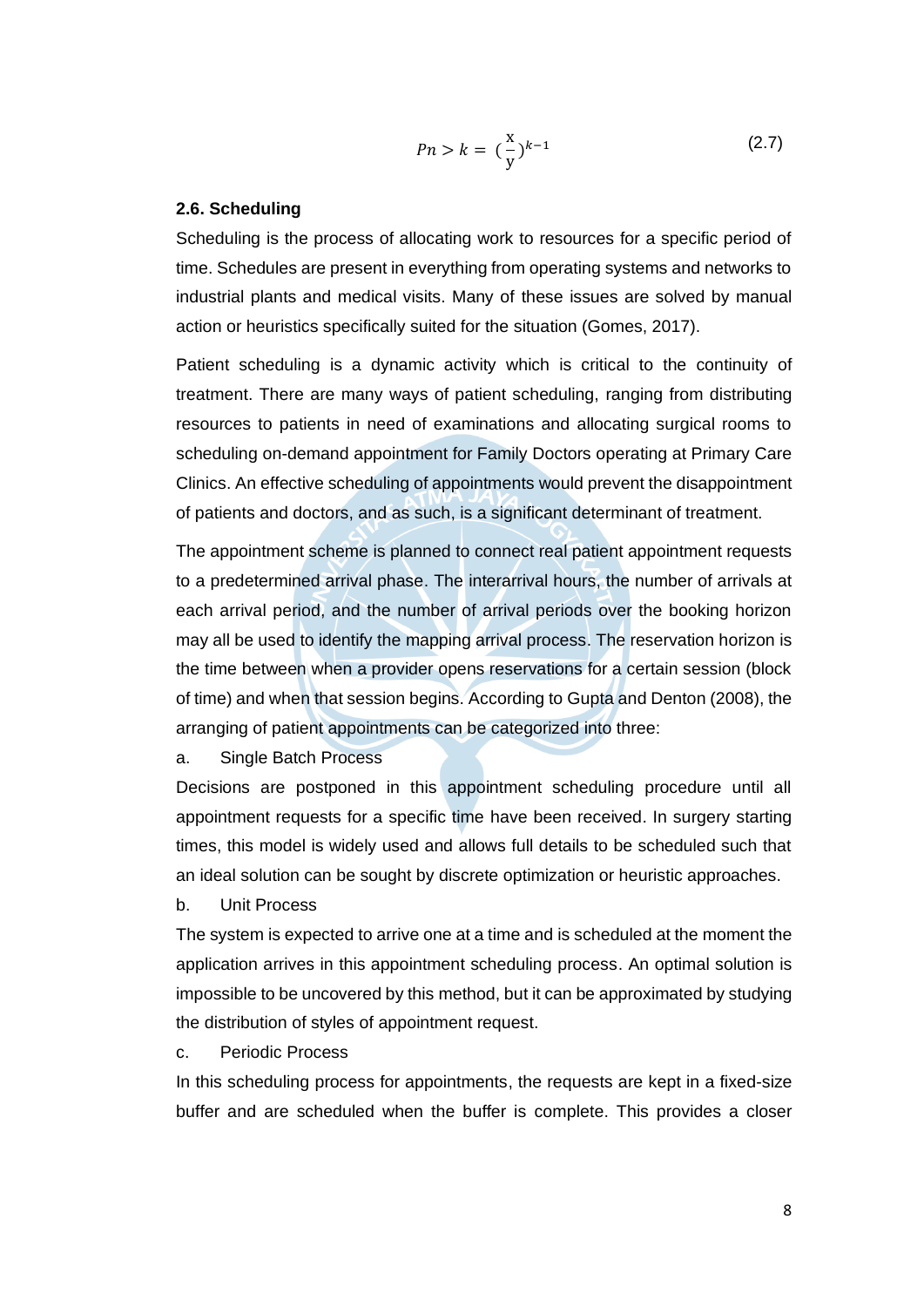$$Pn > k = (\frac{x}{y})^{k-1} \quad (2.7)$$

### 2.6. Scheduling

Scheduling is the process of allocating work to resources for a specific period of time. Schedules are present in everything from operating systems and networks to industrial plants and medical visits. Many of these issues are solved by manual action or heuristics specifically suited for the situation (Gomes, 2017).

Patient scheduling is a dynamic activity which is critical to the continuity of treatment. There are many ways of patient scheduling, ranging from distributing resources to patients in need of examinations and allocating surgical rooms to scheduling on-demand appointment for Family Doctors operating at Primary Care Clinics. An effective scheduling of appointments would prevent the disappointment of patients and doctors, and as such, is a significant determinant of treatment.

The appointment scheme is planned to connect real patient appointment requests to a predetermined arrival phase. The interarrival hours, the number of arrivals at each arrival period, and the number of arrival periods over the booking horizon may all be used to identify the mapping arrival process. The reservation horizon is the time between when a provider opens reservations for a certain session (block of time) and when that session begins. According to Gupta and Denton (2008), the arranging of patient appointments can be categorized into three:

a. Single Batch Process

Decisions are postponed in this appointment scheduling procedure until all appointment requests for a specific time have been received. In surgery starting times, this model is widely used and allows full details to be scheduled such that an ideal solution can be sought by discrete optimization or heuristic approaches.

b. Unit Process

The system is expected to arrive one at a time and is scheduled at the moment the application arrives in this appointment scheduling process. An optimal solution is impossible to be uncovered by this method, but it can be approximated by studying the distribution of styles of appointment request.

c. Periodic Process

In this scheduling process for appointments, the requests are kept in a fixed-size buffer and are scheduled when the buffer is complete. This provides a closer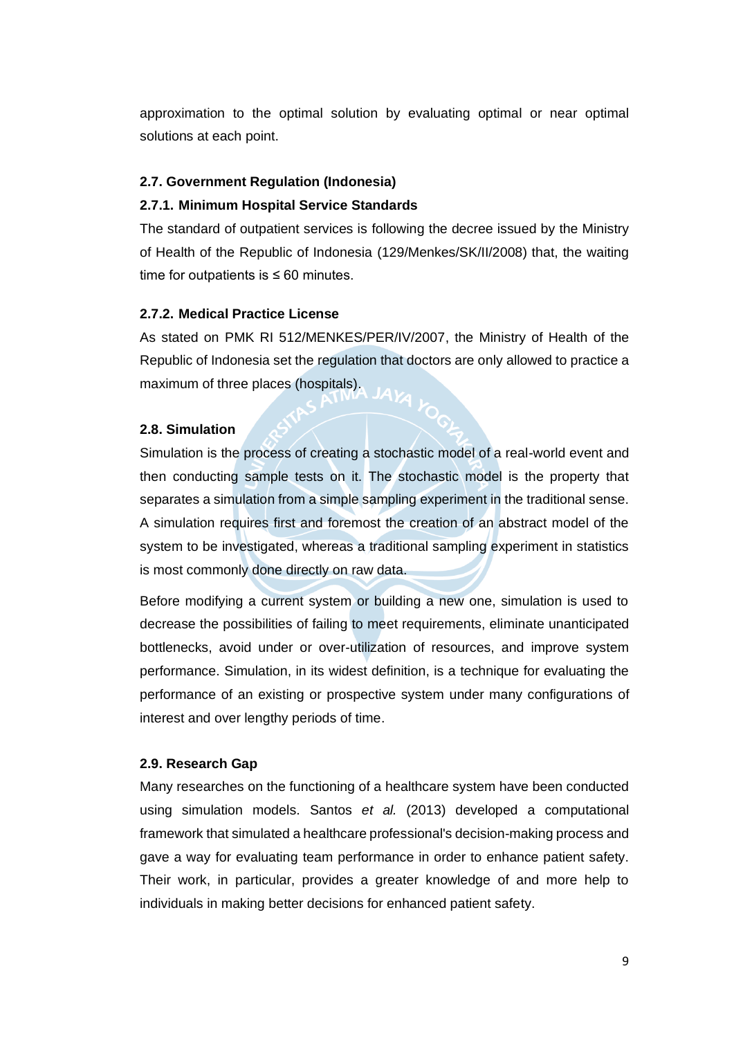approximation to the optimal solution by evaluating optimal or near optimal solutions at each point.

## 2.7. Government Regulation (Indonesia)

### 2.7.1. Minimum Hospital Service Standards

The standard of outpatient services is following the decree issued by the Ministry of Health of the Republic of Indonesia (129/Menkes/SK/II/2008) that, the waiting time for outpatients is ≤ 60 minutes.

### 2.7.2. Medical Practice License

As stated on PMK RI 512/MENKES/PER/IV/2007, the Ministry of Health of the Republic of Indonesia set the regulation that doctors are only allowed to practice a maximum of three places (hospitals).

## 2.8. Simulation

Simulation is the process of creating a stochastic model of a real-world event and then conducting sample tests on it. The stochastic model is the property that separates a simulation from a simple sampling experiment in the traditional sense. A simulation requires first and foremost the creation of an abstract model of the system to be investigated, whereas a traditional sampling experiment in statistics is most commonly done directly on raw data.

Before modifying a current system or building a new one, simulation is used to decrease the possibilities of failing to meet requirements, eliminate unanticipated bottlenecks, avoid under or over-utilization of resources, and improve system performance. Simulation, in its widest definition, is a technique for evaluating the performance of an existing or prospective system under many configurations of interest and over lengthy periods of time.

## 2.9. Research Gap

Many researches on the functioning of a healthcare system have been conducted using simulation models. Santos *et al.* (2013) developed a computational framework that simulated a healthcare professional's decision-making process and gave a way for evaluating team performance in order to enhance patient safety. Their work, in particular, provides a greater knowledge of and more help to individuals in making better decisions for enhanced patient safety.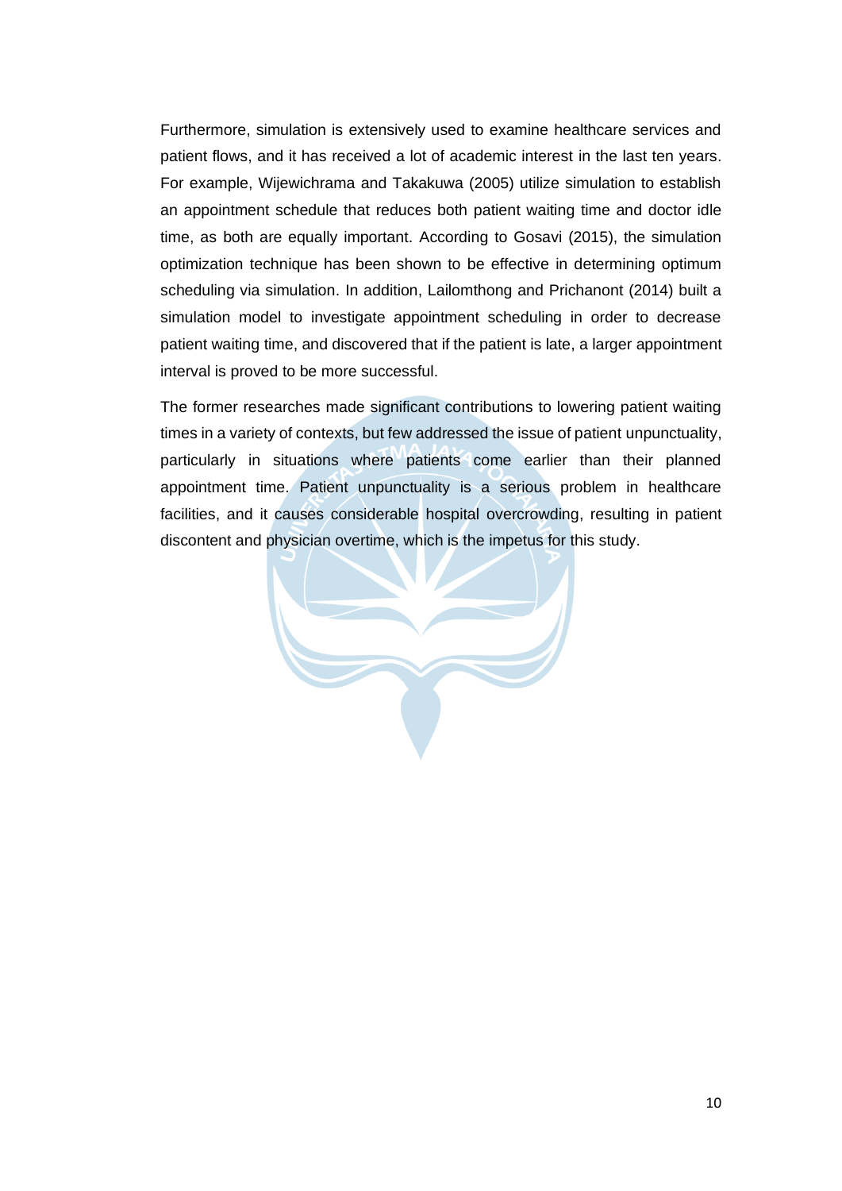Furthermore, simulation is extensively used to examine healthcare services and patient flows, and it has received a lot of academic interest in the last ten years. For example, Wijewichrama and Takakuwa (2005) utilize simulation to establish an appointment schedule that reduces both patient waiting time and doctor idle time, as both are equally important. According to Gosavi (2015), the simulation optimization technique has been shown to be effective in determining optimum scheduling via simulation. In addition, Lailomthong and Prichanont (2014) built a simulation model to investigate appointment scheduling in order to decrease patient waiting time, and discovered that if the patient is late, a larger appointment interval is proved to be more successful.

The former researches made significant contributions to lowering patient waiting times in a variety of contexts, but few addressed the issue of patient unpunctuality, particularly in situations where patients come earlier than their planned appointment time. Patient unpunctuality is a serious problem in healthcare facilities, and it causes considerable hospital overcrowding, resulting in patient discontent and physician overtime, which is the impetus for this study.